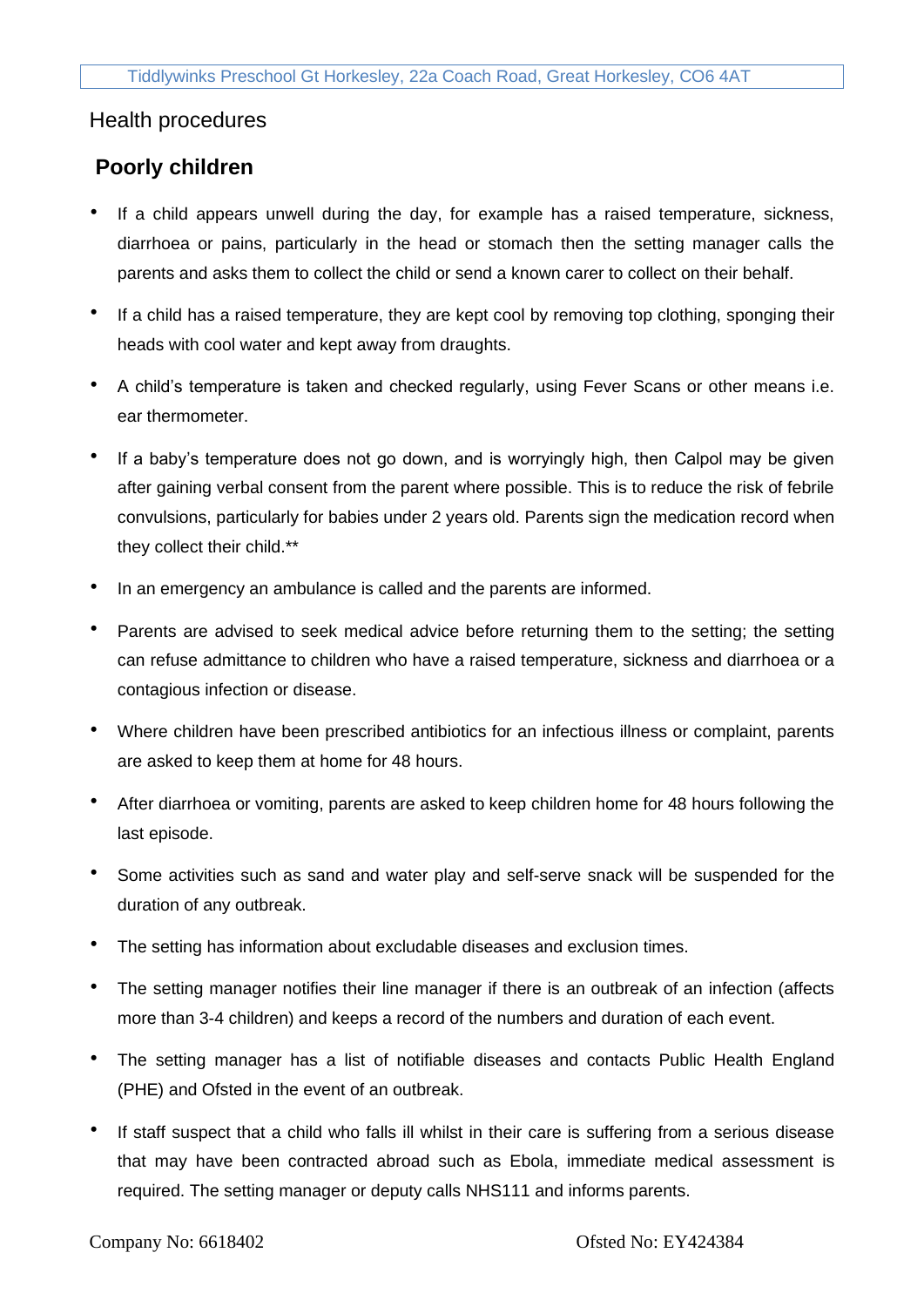## Health procedures

### Poorly children

- If a child appears unwell during the day, for example has a raised temperature, sickness, diarrhoea or pains, particularly in the head or stomach then the setting manager calls the parents and asks them to collect the child or send a known carer to collect on their behalf.
- If a child has a raised temperature, they are kept cool by removing top clothing, sponging their heads with cool water and kept away from draughts.
- A child's temperature is taken and checked regularly, using Fever Scans or other means i.e. ear thermometer.
- If a baby's temperature does not go down, and is worryingly high, then Calpol may be given after gaining verbal consent from the parent where possible. This is to reduce the risk of febrile convulsions, particularly for babies under 2 years old. Parents sign the medication record when they collect their child.**
- In an emergency an ambulance is called and the parents are informed.
- Parents are advised to seek medical advice before returning them to the setting; the setting can refuse admittance to children who have a raised temperature, sickness and diarrhoea or a contagious infection or disease.
- Where children have been prescribed antibiotics for an infectious illness or complaint, parents are asked to keep them at home for 48 hours.
- After diarrhoea or vomiting, parents are asked to keep children home for 48 hours following the last episode.
- Some activities such as sand and water play and self-serve snack will be suspended for the duration of any outbreak.
- The setting has information about excludable diseases and exclusion times.
- The setting manager notifies their line manager if there is an outbreak of an infection (affects more than 3-4 children) and keeps a record of the numbers and duration of each event.
- The setting manager has a list of notifiable diseases and contacts Public Health England (PHE) and Ofsted in the event of an outbreak.
- If staff suspect that a child who falls ill whilst in their care is suffering from a serious disease that may have been contracted abroad such as Ebola, immediate medical assessment is required. The setting manager or deputy calls NHS111 and informs parents.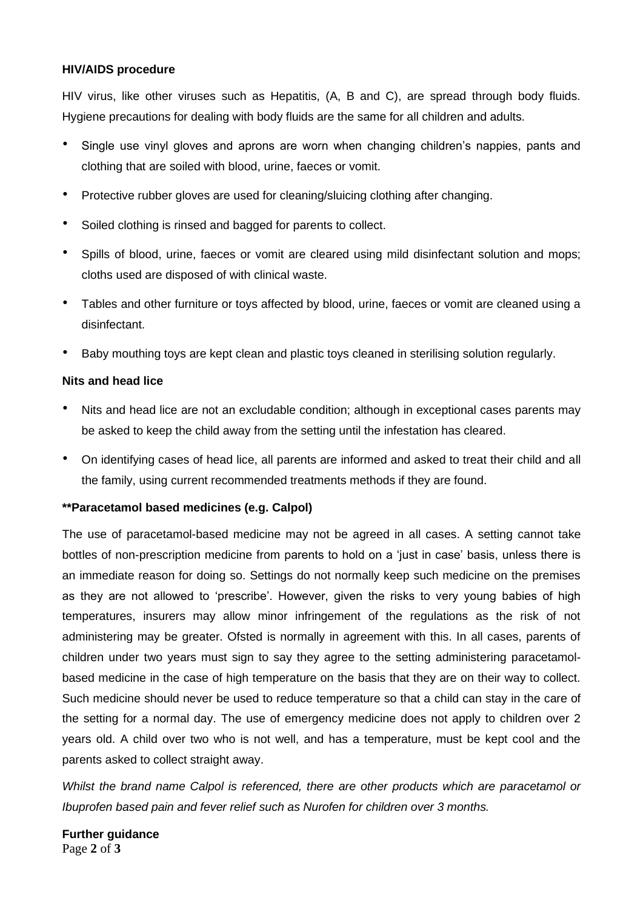**HIV/AIDS procedure**

HIV virus, like other viruses such as Hepatitis, (A, B and C), are spread through body fluids. Hygiene precautions for dealing with body fluids are the same for all children and adults.

- Single use vinyl gloves and aprons are worn when changing children's nappies, pants and clothing that are soiled with blood, urine, faeces or vomit.
- Protective rubber gloves are used for cleaning/sluicing clothing after changing.
- Soiled clothing is rinsed and bagged for parents to collect.
- Spills of blood, urine, faeces or vomit are cleared using mild disinfectant solution and mops; cloths used are disposed of with clinical waste.
- Tables and other furniture or toys affected by blood, urine, faeces or vomit are cleaned using a disinfectant.
- Baby mouthing toys are kept clean and plastic toys cleaned in sterilising solution regularly.

**Nits and head lice**

- Nits and head lice are not an excludable condition; although in exceptional cases parents may be asked to keep the child away from the setting until the infestation has cleared.
- On identifying cases of head lice, all parents are informed and asked to treat their child and all the family, using current recommended treatments methods if they are found.

****Paracetamol based medicines (e.g. Calpol)**

The use of paracetamol-based medicine may not be agreed in all cases. A setting cannot take bottles of non-prescription medicine from parents to hold on a 'just in case' basis, unless there is an immediate reason for doing so. Settings do not normally keep such medicine on the premises as they are not allowed to 'prescribe'. However, given the risks to very young babies of high temperatures, insurers may allow minor infringement of the regulations as the risk of not administering may be greater. Ofsted is normally in agreement with this. In all cases, parents of children under two years must sign to say they agree to the setting administering paracetamol-based medicine in the case of high temperature on the basis that they are on their way to collect. Such medicine should never be used to reduce temperature so that a child can stay in the care of the setting for a normal day. The use of emergency medicine does not apply to children over 2 years old. A child over two who is not well, and has a temperature, must be kept cool and the parents asked to collect straight away.

*Whilst the brand name Calpol is referenced, there are other products which are paracetamol or Ibuprofen based pain and fever relief such as Nurofen for children over 3 months.*

**Further guidance**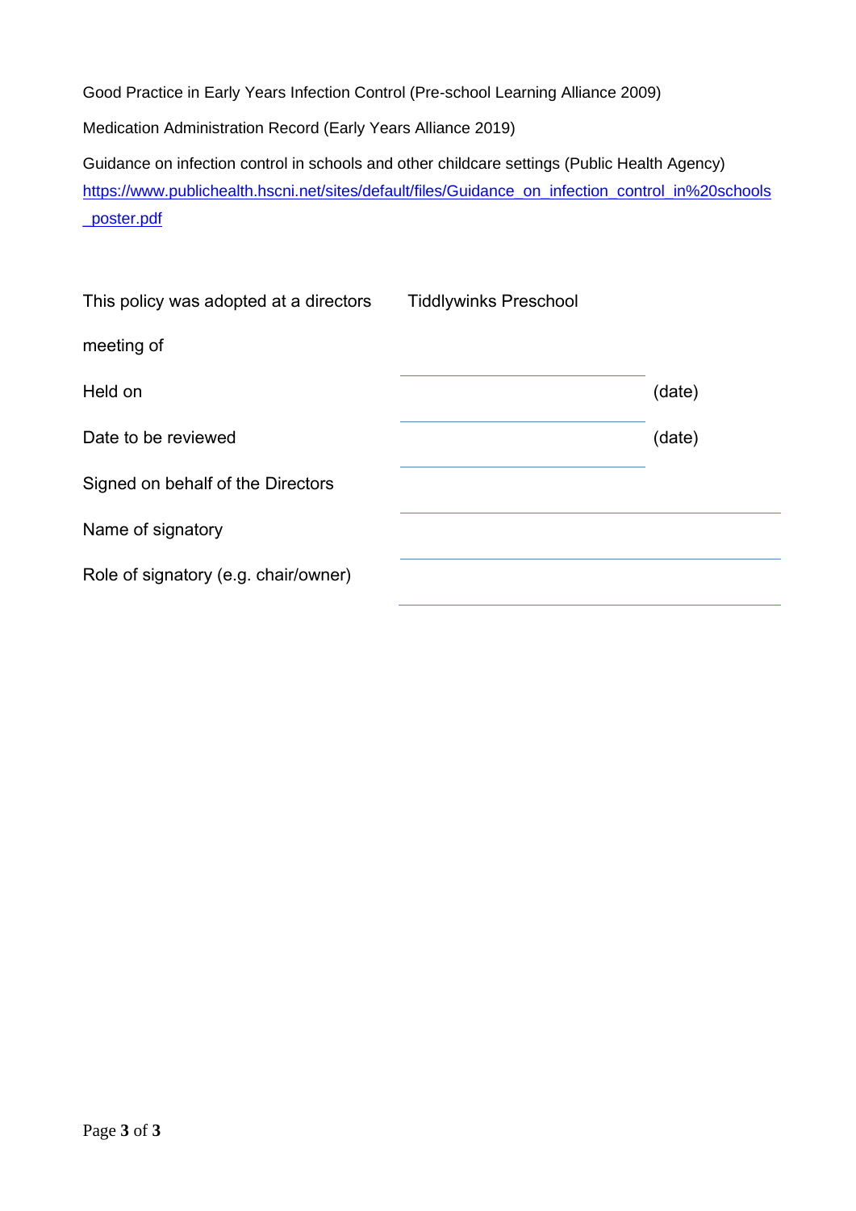Good Practice in Early Years Infection Control (Pre-school Learning Alliance 2009)

Medication Administration Record (Early Years Alliance 2019)

Guidance on infection control in schools and other childcare settings (Public Health Agency) https://www.publichealth.hscni.net/sites/default/files/Guidance_on_infection_control_in%20schools_poster.pdf

| | | |
|---|---|---|
| This policy was adopted at a directors meeting of | Tiddlywinks Preschool | |
| Held on | | (date) |
| Date to be reviewed | | (date) |
| Signed on behalf of the Directors | | |
| Name of signatory | | |
| Role of signatory (e.g. chair/owner) | | |